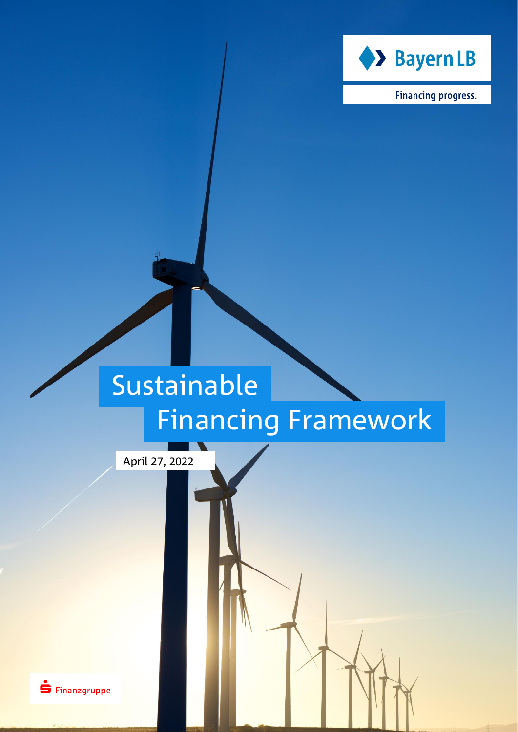Bayern LB

Financing progress.

# Sustainable Financing Framework

April 27, 2022

Finanzgruppe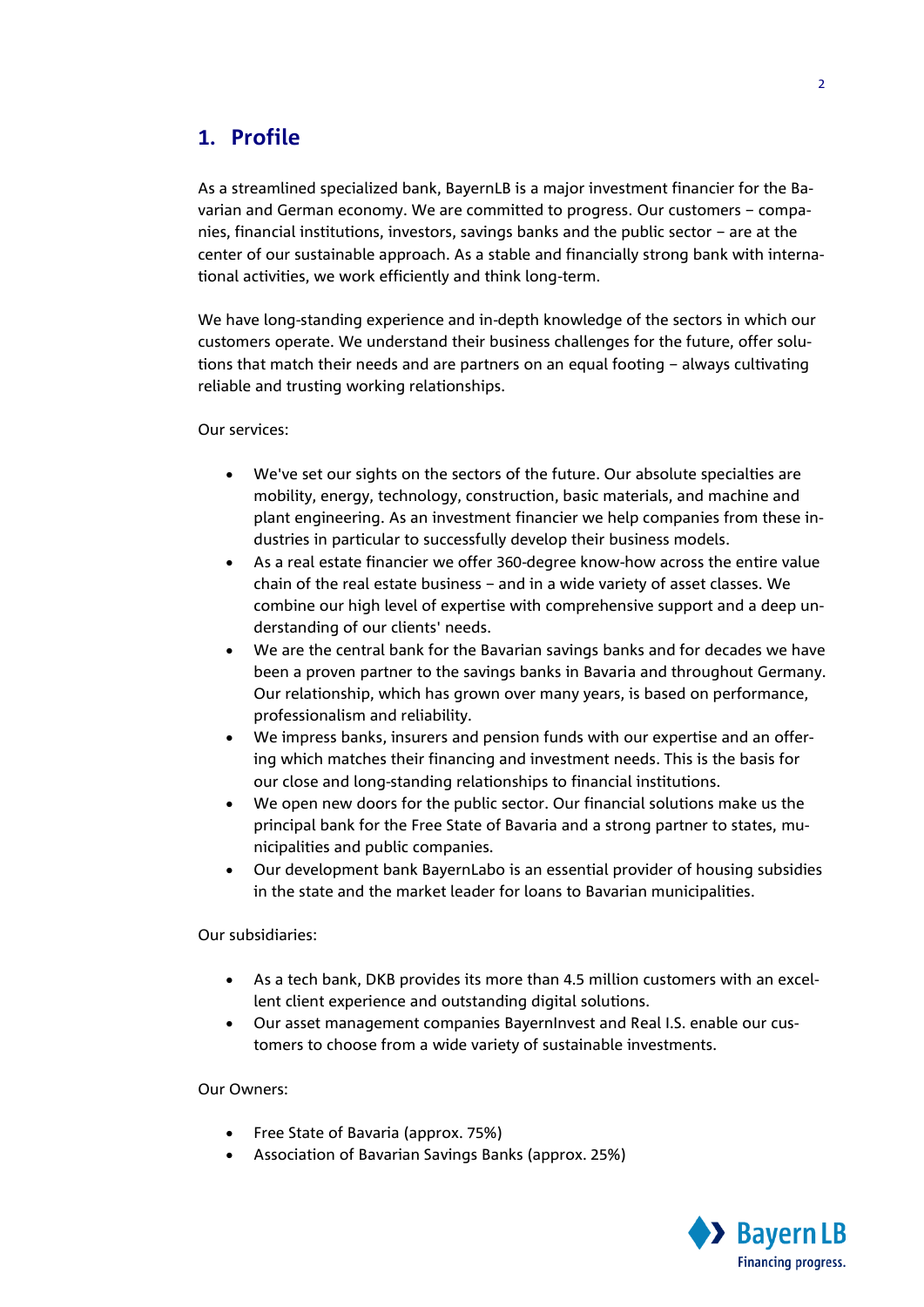## 1. Profile

As a streamlined specialized bank, BayernLB is a major investment financier for the Bavarian and German economy. We are committed to progress. Our customers – companies, financial institutions, investors, savings banks and the public sector – are at the center of our sustainable approach. As a stable and financially strong bank with international activities, we work efficiently and think long-term.

We have long-standing experience and in-depth knowledge of the sectors in which our customers operate. We understand their business challenges for the future, offer solutions that match their needs and are partners on an equal footing – always cultivating reliable and trusting working relationships.

Our services:

- We've set our sights on the sectors of the future. Our absolute specialties are mobility, energy, technology, construction, basic materials, and machine and plant engineering. As an investment financier we help companies from these industries in particular to successfully develop their business models.
- As a real estate financier we offer 360-degree know-how across the entire value chain of the real estate business – and in a wide variety of asset classes. We combine our high level of expertise with comprehensive support and a deep understanding of our clients' needs.
- We are the central bank for the Bavarian savings banks and for decades we have been a proven partner to the savings banks in Bavaria and throughout Germany. Our relationship, which has grown over many years, is based on performance, professionalism and reliability.
- We impress banks, insurers and pension funds with our expertise and an offering which matches their financing and investment needs. This is the basis for our close and long-standing relationships to financial institutions.
- We open new doors for the public sector. Our financial solutions make us the principal bank for the Free State of Bavaria and a strong partner to states, municipalities and public companies.
- Our development bank BayernLabo is an essential provider of housing subsidies in the state and the market leader for loans to Bavarian municipalities.

Our subsidiaries:

- As a tech bank, DKB provides its more than 4.5 million customers with an excellent client experience and outstanding digital solutions.
- Our asset management companies BayernInvest and Real I.S. enable our customers to choose from a wide variety of sustainable investments.

Our Owners:

- Free State of Bavaria (approx. 75%)
- Association of Bavarian Savings Banks (approx. 25%)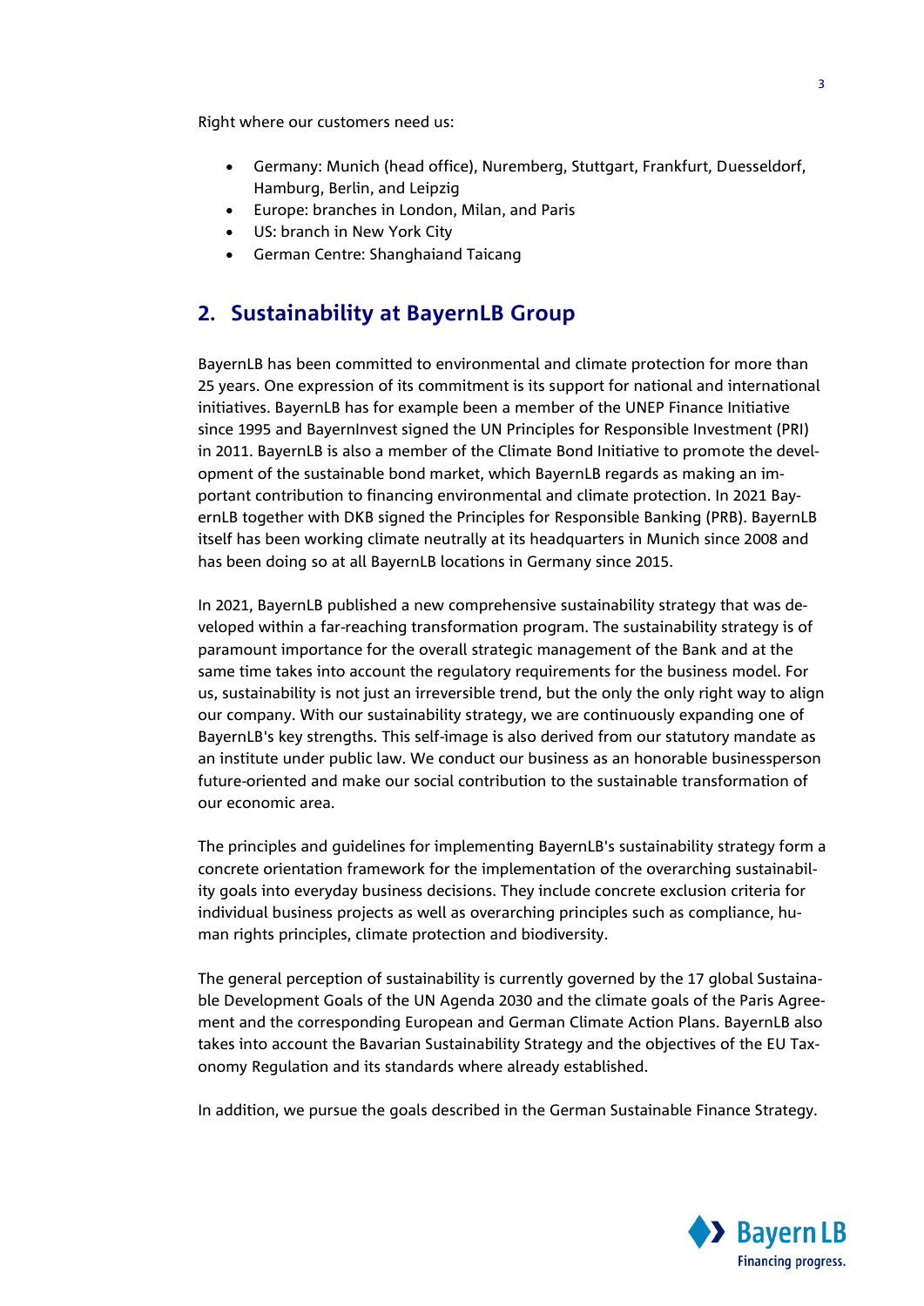Right where our customers need us:

- Germany: Munich (head office), Nuremberg, Stuttgart, Frankfurt, Duesseldorf, Hamburg, Berlin, and Leipzig
- Europe: branches in London, Milan, and Paris
- US: branch in New York City
- German Centre: Shanghaiand Taicang

## 2. Sustainability at BayernLB Group

BayernLB has been committed to environmental and climate protection for more than 25 years. One expression of its commitment is its support for national and international initiatives. BayernLB has for example been a member of the UNEP Finance Initiative since 1995 and BayernInvest signed the UN Principles for Responsible Investment (PRI) in 2011. BayernLB is also a member of the Climate Bond Initiative to promote the development of the sustainable bond market, which BayernLB regards as making an important contribution to financing environmental and climate protection. In 2021 BayernLB together with DKB signed the Principles for Responsible Banking (PRB). BayernLB itself has been working climate neutrally at its headquarters in Munich since 2008 and has been doing so at all BayernLB locations in Germany since 2015.

In 2021, BayernLB published a new comprehensive sustainability strategy that was developed within a far-reaching transformation program. The sustainability strategy is of paramount importance for the overall strategic management of the Bank and at the same time takes into account the regulatory requirements for the business model. For us, sustainability is not just an irreversible trend, but the only the only right way to align our company. With our sustainability strategy, we are continuously expanding one of BayernLB's key strengths. This self-image is also derived from our statutory mandate as an institute under public law. We conduct our business as an honorable businessperson future-oriented and make our social contribution to the sustainable transformation of our economic area.

The principles and guidelines for implementing BayernLB's sustainability strategy form a concrete orientation framework for the implementation of the overarching sustainability goals into everyday business decisions. They include concrete exclusion criteria for individual business projects as well as overarching principles such as compliance, human rights principles, climate protection and biodiversity.

The general perception of sustainability is currently governed by the 17 global Sustainable Development Goals of the UN Agenda 2030 and the climate goals of the Paris Agreement and the corresponding European and German Climate Action Plans. BayernLB also takes into account the Bavarian Sustainability Strategy and the objectives of the EU Taxonomy Regulation and its standards where already established.

In addition, we pursue the goals described in the German Sustainable Finance Strategy.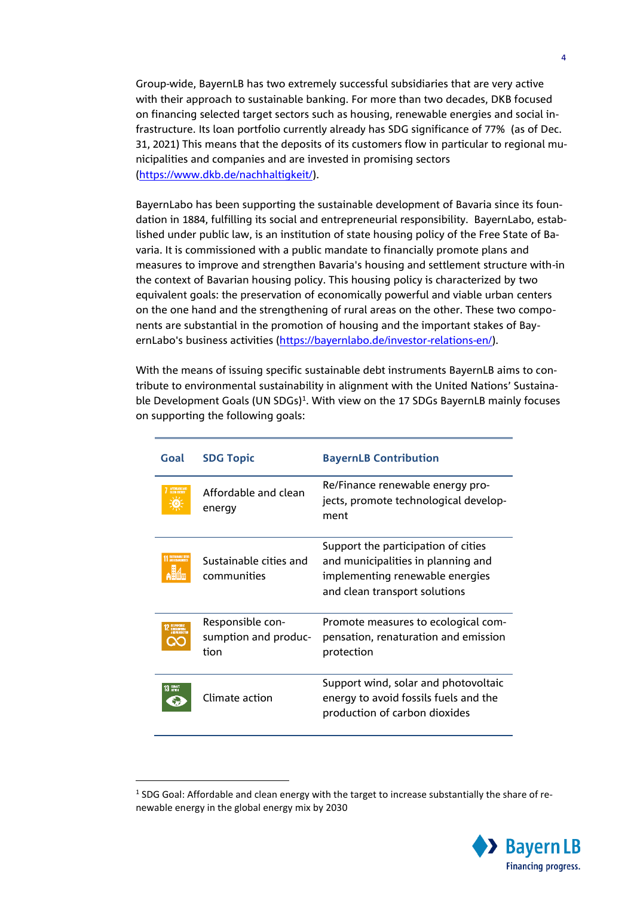Group-wide, BayernLB has two extremely successful subsidiaries that are very active with their approach to sustainable banking. For more than two decades, DKB focused on financing selected target sectors such as housing, renewable energies and social infrastructure. Its loan portfolio currently already has SDG significance of 77% (as of Dec. 31, 2021) This means that the deposits of its customers flow in particular to regional municipalities and companies and are invested in promising sectors (https://www.dkb.de/nachhaltigkeit/).

BayernLabo has been supporting the sustainable development of Bavaria since its foundation in 1884, fulfilling its social and entrepreneurial responsibility. BayernLabo, established under public law, is an institution of state housing policy of the Free State of Bavaria. It is commissioned with a public mandate to financially promote plans and measures to improve and strengthen Bavaria's housing and settlement structure with-in the context of Bavarian housing policy. This housing policy is characterized by two equivalent goals: the preservation of economically powerful and viable urban centers on the one hand and the strengthening of rural areas on the other. These two components are substantial in the promotion of housing and the important stakes of BayernLabo's business activities (https://bayernlabo.de/investor-relations-en/).

With the means of issuing specific sustainable debt instruments BayernLB aims to contribute to environmental sustainability in alignment with the United Nations' Sustainable Development Goals (UN SDGs)[1]. With view on the 17 SDGs BayernLB mainly focuses on supporting the following goals:

| Goal | SDG Topic | BayernLB Contribution |
|---|---|---|
| 7 | Affordable and clean energy | Re/Finance renewable energy projects, promote technological development |
| 11 | Sustainable cities and communities | Support the participation of cities and municipalities in planning and implementing renewable energies and clean transport solutions |
| 12 | Responsible consumption and production | Promote measures to ecological compensation, renaturation and emission protection |
| 13 | Climate action | Support wind, solar and photovoltaic energy to avoid fossils fuels and the production of carbon dioxides |

[1] SDG Goal: Affordable and clean energy with the target to increase substantially the share of renewable energy in the global energy mix by 2030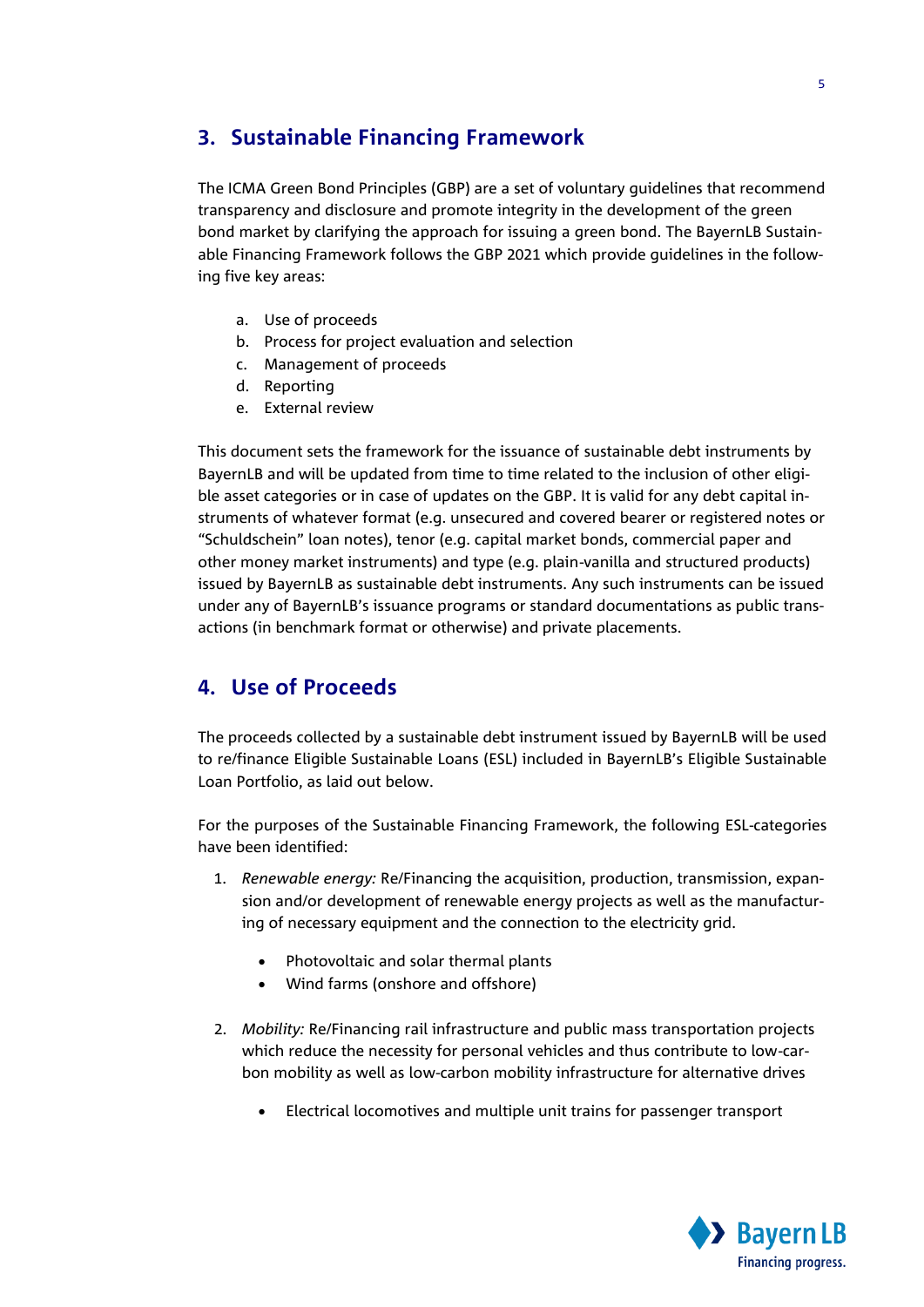## 3. Sustainable Financing Framework

The ICMA Green Bond Principles (GBP) are a set of voluntary guidelines that recommend transparency and disclosure and promote integrity in the development of the green bond market by clarifying the approach for issuing a green bond. The BayernLB Sustainable Financing Framework follows the GBP 2021 which provide guidelines in the following five key areas:

a. Use of proceeds
b. Process for project evaluation and selection
c. Management of proceeds
d. Reporting
e. External review

This document sets the framework for the issuance of sustainable debt instruments by BayernLB and will be updated from time to time related to the inclusion of other eligible asset categories or in case of updates on the GBP. It is valid for any debt capital instruments of whatever format (e.g. unsecured and covered bearer or registered notes or "Schuldschein" loan notes), tenor (e.g. capital market bonds, commercial paper and other money market instruments) and type (e.g. plain-vanilla and structured products) issued by BayernLB as sustainable debt instruments. Any such instruments can be issued under any of BayernLB's issuance programs or standard documentations as public transactions (in benchmark format or otherwise) and private placements.

## 4. Use of Proceeds

The proceeds collected by a sustainable debt instrument issued by BayernLB will be used to re/finance Eligible Sustainable Loans (ESL) included in BayernLB's Eligible Sustainable Loan Portfolio, as laid out below.

For the purposes of the Sustainable Financing Framework, the following ESL-categories have been identified:

1. *Renewable energy:* Re/Financing the acquisition, production, transmission, expansion and/or development of renewable energy projects as well as the manufacturing of necessary equipment and the connection to the electricity grid.

   - Photovoltaic and solar thermal plants
   - Wind farms (onshore and offshore)

2. *Mobility:* Re/Financing rail infrastructure and public mass transportation projects which reduce the necessity for personal vehicles and thus contribute to low-carbon mobility as well as low-carbon mobility infrastructure for alternative drives

   - Electrical locomotives and multiple unit trains for passenger transport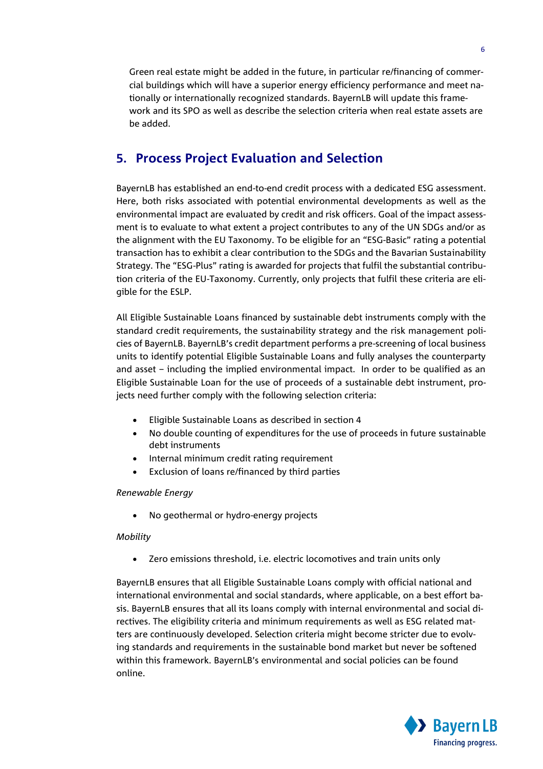Green real estate might be added in the future, in particular re/financing of commercial buildings which will have a superior energy efficiency performance and meet nationally or internationally recognized standards. BayernLB will update this framework and its SPO as well as describe the selection criteria when real estate assets are be added.

## 5. Process Project Evaluation and Selection

BayernLB has established an end-to-end credit process with a dedicated ESG assessment. Here, both risks associated with potential environmental developments as well as the environmental impact are evaluated by credit and risk officers. Goal of the impact assessment is to evaluate to what extent a project contributes to any of the UN SDGs and/or as the alignment with the EU Taxonomy. To be eligible for an "ESG-Basic" rating a potential transaction has to exhibit a clear contribution to the SDGs and the Bavarian Sustainability Strategy. The "ESG-Plus" rating is awarded for projects that fulfil the substantial contribution criteria of the EU-Taxonomy. Currently, only projects that fulfil these criteria are eligible for the ESLP.

All Eligible Sustainable Loans financed by sustainable debt instruments comply with the standard credit requirements, the sustainability strategy and the risk management policies of BayernLB. BayernLB's credit department performs a pre-screening of local business units to identify potential Eligible Sustainable Loans and fully analyses the counterparty and asset – including the implied environmental impact. In order to be qualified as an Eligible Sustainable Loan for the use of proceeds of a sustainable debt instrument, projects need further comply with the following selection criteria:

- Eligible Sustainable Loans as described in section 4
- No double counting of expenditures for the use of proceeds in future sustainable debt instruments
- Internal minimum credit rating requirement
- Exclusion of loans re/financed by third parties

*Renewable Energy*

- No geothermal or hydro-energy projects

*Mobility*

- Zero emissions threshold, i.e. electric locomotives and train units only

BayernLB ensures that all Eligible Sustainable Loans comply with official national and international environmental and social standards, where applicable, on a best effort basis. BayernLB ensures that all its loans comply with internal environmental and social directives. The eligibility criteria and minimum requirements as well as ESG related matters are continuously developed. Selection criteria might become stricter due to evolving standards and requirements in the sustainable bond market but never be softened within this framework. BayernLB's environmental and social policies can be found online.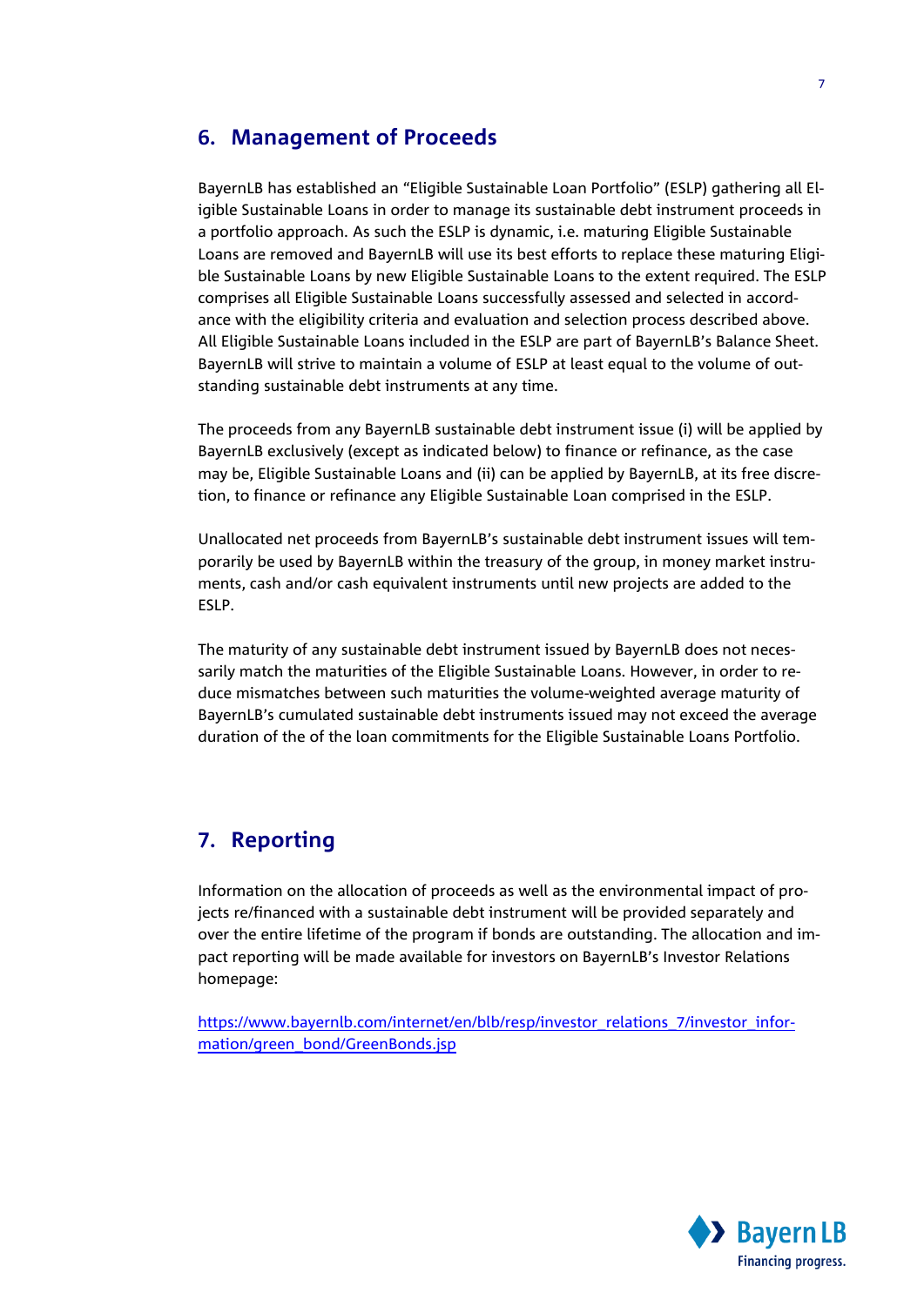## 6. Management of Proceeds

BayernLB has established an "Eligible Sustainable Loan Portfolio" (ESLP) gathering all Eligible Sustainable Loans in order to manage its sustainable debt instrument proceeds in a portfolio approach. As such the ESLP is dynamic, i.e. maturing Eligible Sustainable Loans are removed and BayernLB will use its best efforts to replace these maturing Eligible Sustainable Loans by new Eligible Sustainable Loans to the extent required. The ESLP comprises all Eligible Sustainable Loans successfully assessed and selected in accordance with the eligibility criteria and evaluation and selection process described above. All Eligible Sustainable Loans included in the ESLP are part of BayernLB's Balance Sheet. BayernLB will strive to maintain a volume of ESLP at least equal to the volume of outstanding sustainable debt instruments at any time.

The proceeds from any BayernLB sustainable debt instrument issue (i) will be applied by BayernLB exclusively (except as indicated below) to finance or refinance, as the case may be, Eligible Sustainable Loans and (ii) can be applied by BayernLB, at its free discretion, to finance or refinance any Eligible Sustainable Loan comprised in the ESLP.

Unallocated net proceeds from BayernLB's sustainable debt instrument issues will temporarily be used by BayernLB within the treasury of the group, in money market instruments, cash and/or cash equivalent instruments until new projects are added to the ESLP.

The maturity of any sustainable debt instrument issued by BayernLB does not necessarily match the maturities of the Eligible Sustainable Loans. However, in order to reduce mismatches between such maturities the volume-weighted average maturity of BayernLB's cumulated sustainable debt instruments issued may not exceed the average duration of the of the loan commitments for the Eligible Sustainable Loans Portfolio.

## 7. Reporting

Information on the allocation of proceeds as well as the environmental impact of projects re/financed with a sustainable debt instrument will be provided separately and over the entire lifetime of the program if bonds are outstanding. The allocation and impact reporting will be made available for investors on BayernLB's Investor Relations homepage:

https://www.bayernlb.com/internet/en/blb/resp/investor_relations_7/investor_information/green_bond/GreenBonds.jsp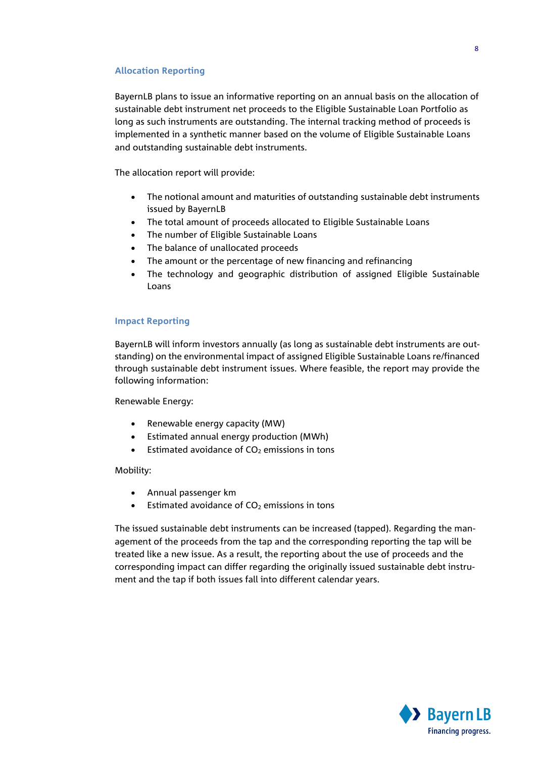### Allocation Reporting

BayernLB plans to issue an informative reporting on an annual basis on the allocation of sustainable debt instrument net proceeds to the Eligible Sustainable Loan Portfolio as long as such instruments are outstanding. The internal tracking method of proceeds is implemented in a synthetic manner based on the volume of Eligible Sustainable Loans and outstanding sustainable debt instruments.

The allocation report will provide:

- The notional amount and maturities of outstanding sustainable debt instruments issued by BayernLB
- The total amount of proceeds allocated to Eligible Sustainable Loans
- The number of Eligible Sustainable Loans
- The balance of unallocated proceeds
- The amount or the percentage of new financing and refinancing
- The technology and geographic distribution of assigned Eligible Sustainable Loans

### Impact Reporting

BayernLB will inform investors annually (as long as sustainable debt instruments are outstanding) on the environmental impact of assigned Eligible Sustainable Loans re/financed through sustainable debt instrument issues. Where feasible, the report may provide the following information:

Renewable Energy:

- Renewable energy capacity (MW)
- Estimated annual energy production (MWh)
- Estimated avoidance of $CO_2$ emissions in tons

Mobility:

- Annual passenger km
- Estimated avoidance of $CO_2$ emissions in tons

The issued sustainable debt instruments can be increased (tapped). Regarding the management of the proceeds from the tap and the corresponding reporting the tap will be treated like a new issue. As a result, the reporting about the use of proceeds and the corresponding impact can differ regarding the originally issued sustainable debt instrument and the tap if both issues fall into different calendar years.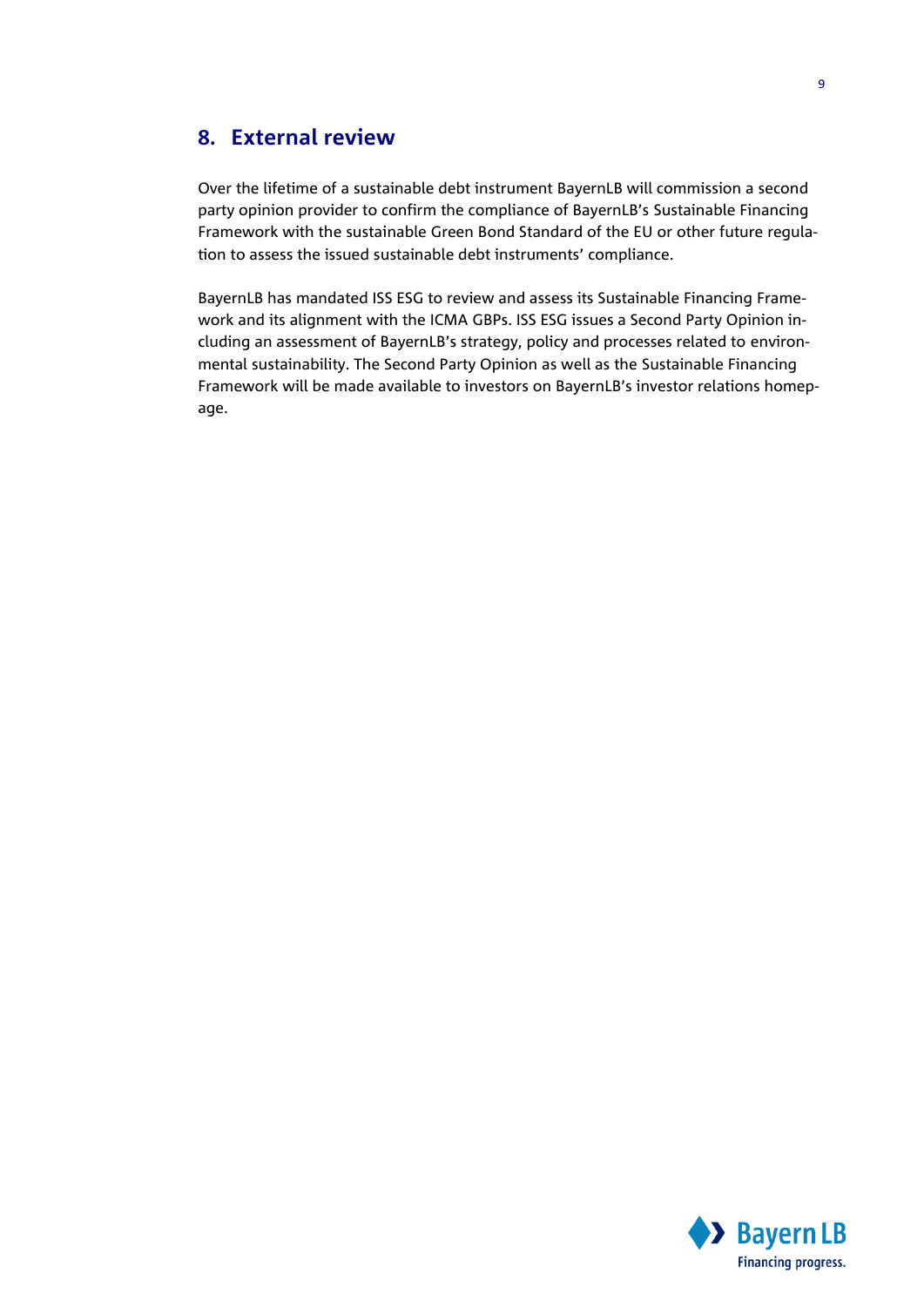## 8. External review

Over the lifetime of a sustainable debt instrument BayernLB will commission a second party opinion provider to confirm the compliance of BayernLB's Sustainable Financing Framework with the sustainable Green Bond Standard of the EU or other future regulation to assess the issued sustainable debt instruments' compliance.

BayernLB has mandated ISS ESG to review and assess its Sustainable Financing Framework and its alignment with the ICMA GBPs. ISS ESG issues a Second Party Opinion including an assessment of BayernLB's strategy, policy and processes related to environmental sustainability. The Second Party Opinion as well as the Sustainable Financing Framework will be made available to investors on BayernLB's investor relations homepage.